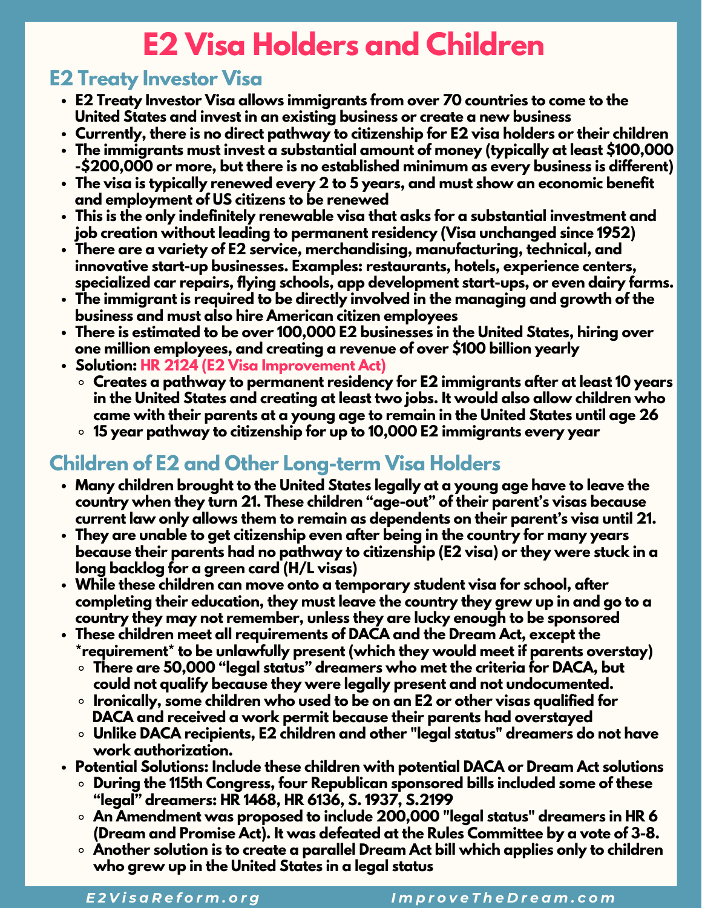# E2 Visa Holders and Children

## E2 Treaty Investor Visa

- E2 Treaty Investor Visa allows immigrants from over 70 countries to come to the United States and invest in an existing business or create a new business
- Currently, there is no direct pathway to citizenship for E2 visa holders or their children
- The immigrants must invest a substantial amount of money (typically at least $100,000 -$200,000 or more, but there is no established minimum as every business is different)
- The visa is typically renewed every 2 to 5 years, and must show an economic benefit and employment of US citizens to be renewed
- This is the only indefinitely renewable visa that asks for a substantial investment and job creation without leading to permanent residency (Visa unchanged since 1952)
- There are a variety of E2 service, merchandising, manufacturing, technical, and innovative start-up businesses. Examples: restaurants, hotels, experience centers, specialized car repairs, flying schools, app development start-ups, or even dairy farms.
- The immigrant is required to be directly involved in the managing and growth of the business and must also hire American citizen employees
- There is estimated to be over 100,000 E2 businesses in the United States, hiring over one million employees, and creating a revenue of over $100 billion yearly
- Solution: HR 2124 (E2 Visa Improvement Act)
  - Creates a pathway to permanent residency for E2 immigrants after at least 10 years in the United States and creating at least two jobs. It would also allow children who came with their parents at a young age to remain in the United States until age 26
  - 15 year pathway to citizenship for up to 10,000 E2 immigrants every year

## Children of E2 and Other Long-term Visa Holders

- Many children brought to the United States legally at a young age have to leave the country when they turn 21. These children "age-out" of their parent's visas because current law only allows them to remain as dependents on their parent's visa until 21.
- They are unable to get citizenship even after being in the country for many years because their parents had no pathway to citizenship (E2 visa) or they were stuck in a long backlog for a green card (H/L visas)
- While these children can move onto a temporary student visa for school, after completing their education, they must leave the country they grew up in and go to a country they may not remember, unless they are lucky enough to be sponsored
- These children meet all requirements of DACA and the Dream Act, except the *requirement* to be unlawfully present (which they would meet if parents overstay)
  - There are 50,000 "legal status" dreamers who met the criteria for DACA, but could not qualify because they were legally present and not undocumented.
  - Ironically, some children who used to be on an E2 or other visas qualified for DACA and received a work permit because their parents had overstayed
  - Unlike DACA recipients, E2 children and other "legal status" dreamers do not have work authorization.
- Potential Solutions: Include these children with potential DACA or Dream Act solutions
  - During the 115th Congress, four Republican sponsored bills included some of these "legal" dreamers: HR 1468, HR 6136, S. 1937, S.2199
  - An Amendment was proposed to include 200,000 "legal status" dreamers in HR 6 (Dream and Promise Act). It was defeated at the Rules Committee by a vote of 3-8.
  - Another solution is to create a parallel Dream Act bill which applies only to children who grew up in the United States in a legal status

E2VisaReform.org ImproveTheDream.com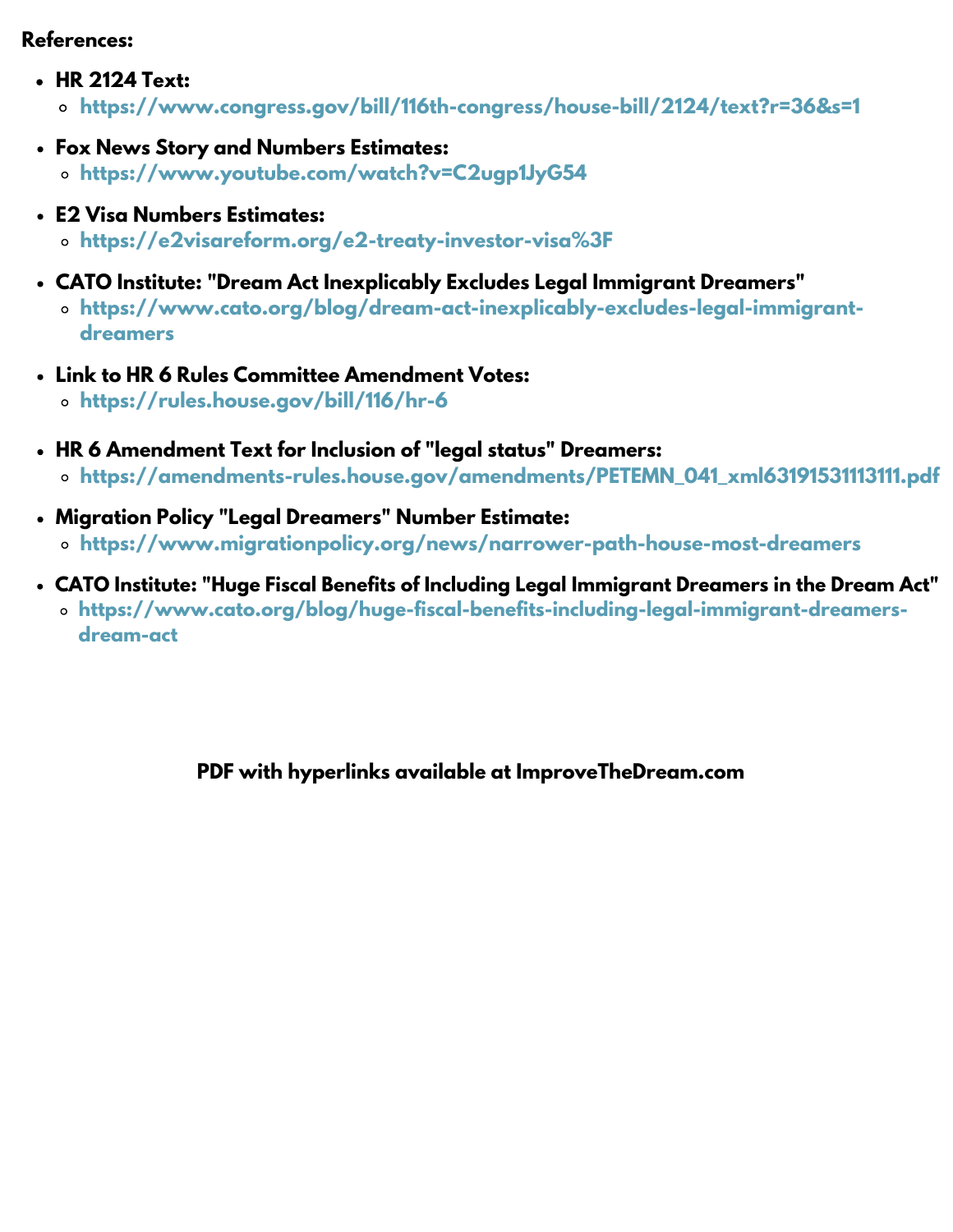**References:**

- **HR 2124 Text:**
  - **https://www.congress.gov/bill/116th-congress/house-bill/2124/text?r=36&s=1**
- **Fox News Story and Numbers Estimates:**
  - **https://www.youtube.com/watch?v=C2ugp1JyG54**
- **E2 Visa Numbers Estimates:**
  - **https://e2visareform.org/e2-treaty-investor-visa%3F**
- **CATO Institute: "Dream Act Inexplicably Excludes Legal Immigrant Dreamers"**
  - **https://www.cato.org/blog/dream-act-inexplicably-excludes-legal-immigrant-dreamers**
- **Link to HR 6 Rules Committee Amendment Votes:**
  - **https://rules.house.gov/bill/116/hr-6**
- **HR 6 Amendment Text for Inclusion of "legal status" Dreamers:**
  - **https://amendments-rules.house.gov/amendments/PETEMN_041_xml63191531113111.pdf**
- **Migration Policy "Legal Dreamers" Number Estimate:**
  - **https://www.migrationpolicy.org/news/narrower-path-house-most-dreamers**
- **CATO Institute: "Huge Fiscal Benefits of Including Legal Immigrant Dreamers in the Dream Act"**
  - **https://www.cato.org/blog/huge-fiscal-benefits-including-legal-immigrant-dreamers-dream-act**

**PDF with hyperlinks available at ImproveTheDream.com**